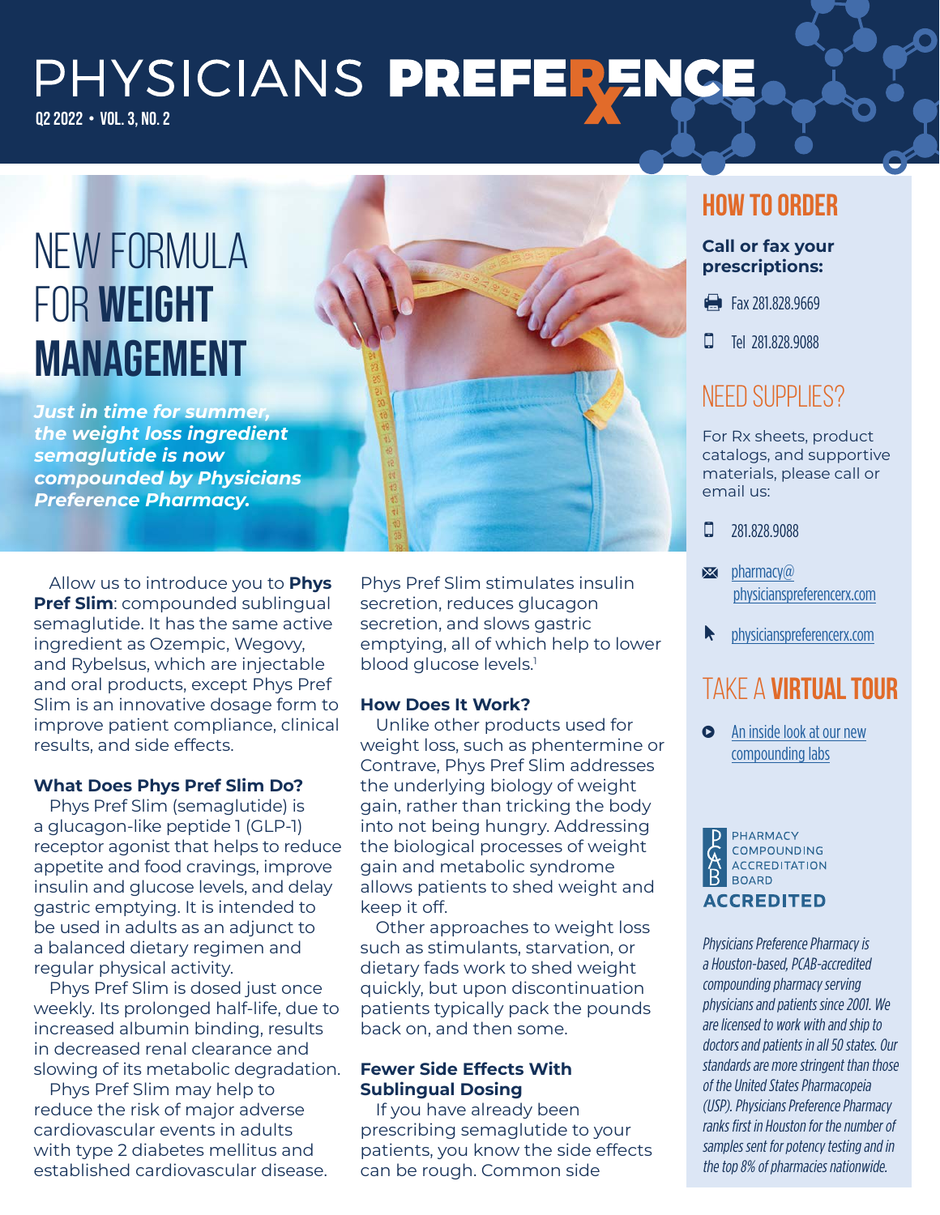# PHYSICIANS PREFERENCE

Q2 2022 • VOL. 3, NO. 2

# NEW FORMULA FOR WEIGHT MANAGEMENT

***Just in time for summer, the weight loss ingredient semaglutide is now compounded by Physicians Preference Pharmacy.***

Allow us to introduce you to **Phys Pref Slim**: compounded sublingual semaglutide. It has the same active ingredient as Ozempic, Wegovy, and Rybelsus, which are injectable and oral products, except Phys Pref Slim is an innovative dosage form to improve patient compliance, clinical results, and side effects.

### What Does Phys Pref Slim Do?

Phys Pref Slim (semaglutide) is a glucagon-like peptide 1 (GLP-1) receptor agonist that helps to reduce appetite and food cravings, improve insulin and glucose levels, and delay gastric emptying. It is intended to be used in adults as an adjunct to a balanced dietary regimen and regular physical activity.

Phys Pref Slim is dosed just once weekly. Its prolonged half-life, due to increased albumin binding, results in decreased renal clearance and slowing of its metabolic degradation.

Phys Pref Slim may help to reduce the risk of major adverse cardiovascular events in adults with type 2 diabetes mellitus and established cardiovascular disease.

Phys Pref Slim stimulates insulin secretion, reduces glucagon secretion, and slows gastric emptying, all of which help to lower blood glucose levels.[1]

### How Does It Work?

Unlike other products used for weight loss, such as phentermine or Contrave, Phys Pref Slim addresses the underlying biology of weight gain, rather than tricking the body into not being hungry. Addressing the biological processes of weight gain and metabolic syndrome allows patients to shed weight and keep it off.

Other approaches to weight loss such as stimulants, starvation, or dietary fads work to shed weight quickly, but upon discontinuation patients typically pack the pounds back on, and then some.

### Fewer Side Effects With Sublingual Dosing

If you have already been prescribing semaglutide to your patients, you know the side effects can be rough. Common side

## HOW TO ORDER

**Call or fax your prescriptions:**

- Fax 281.828.9669
- Tel 281.828.9088

## NEED SUPPLIES?

For Rx sheets, product catalogs, and supportive materials, please call or email us:

- 281.828.9088
- pharmacy@physicianspreferencerx.com
- physicianspreferencerx.com

## TAKE A VIRTUAL TOUR

- An inside look at our new compounding labs

PHARMACY COMPOUNDING ACCREDITATION BOARD
**ACCREDITED**

*Physicians Preference Pharmacy is a Houston-based, PCAB-accredited compounding pharmacy serving physicians and patients since 2001. We are licensed to work with and ship to doctors and patients in all 50 states. Our standards are more stringent than those of the United States Pharmacopeia (USP). Physicians Preference Pharmacy ranks first in Houston for the number of samples sent for potency testing and in the top 8% of pharmacies nationwide.*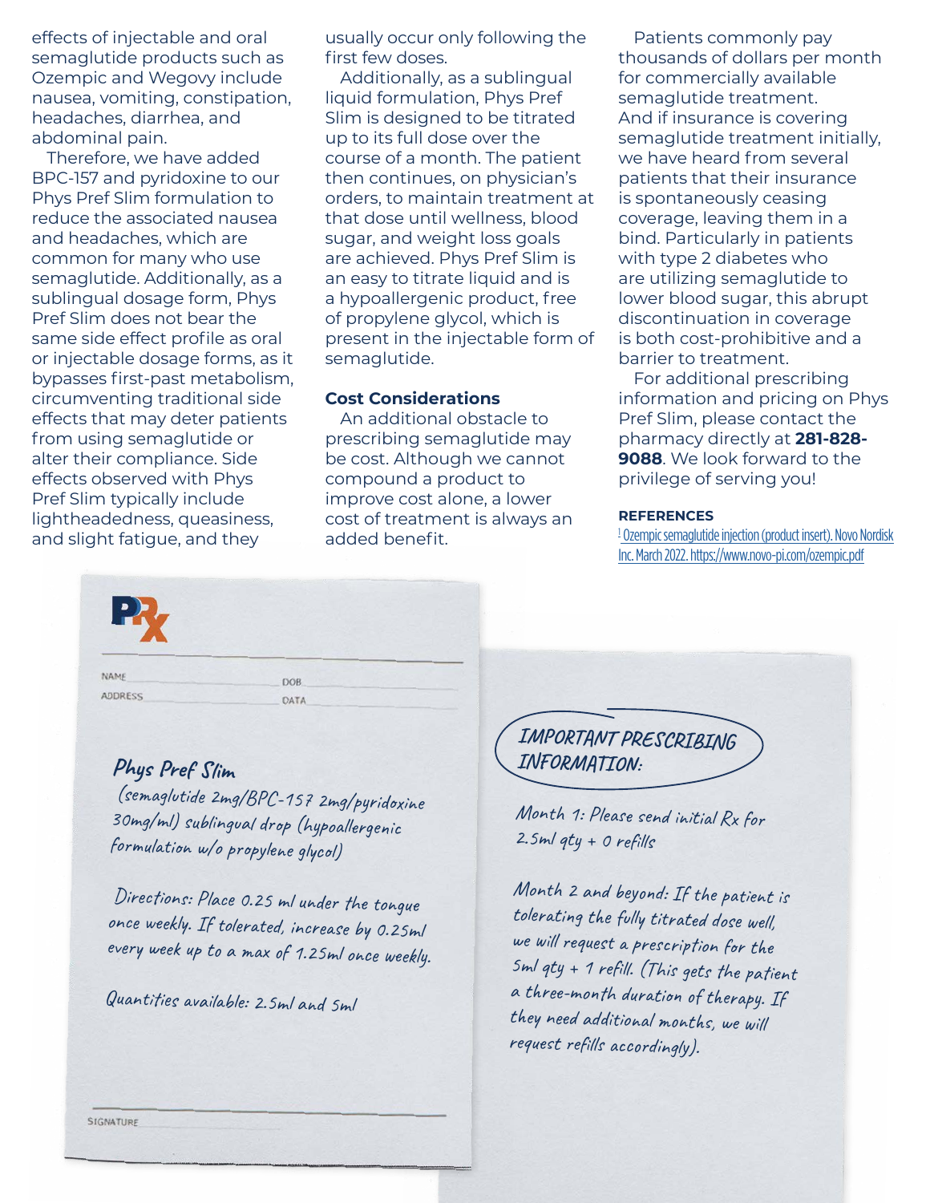effects of injectable and oral semaglutide products such as Ozempic and Wegovy include nausea, vomiting, constipation, headaches, diarrhea, and abdominal pain.

Therefore, we have added BPC-157 and pyridoxine to our Phys Pref Slim formulation to reduce the associated nausea and headaches, which are common for many who use semaglutide. Additionally, as a sublingual dosage form, Phys Pref Slim does not bear the same side effect profile as oral or injectable dosage forms, as it bypasses first-past metabolism, circumventing traditional side effects that may deter patients from using semaglutide or alter their compliance. Side effects observed with Phys Pref Slim typically include lightheadedness, queasiness, and slight fatigue, and they usually occur only following the first few doses.

Additionally, as a sublingual liquid formulation, Phys Pref Slim is designed to be titrated up to its full dose over the course of a month. The patient then continues, on physician's orders, to maintain treatment at that dose until wellness, blood sugar, and weight loss goals are achieved. Phys Pref Slim is an easy to titrate liquid and is a hypoallergenic product, free of propylene glycol, which is present in the injectable form of semaglutide.

### Cost Considerations

An additional obstacle to prescribing semaglutide may be cost. Although we cannot compound a product to improve cost alone, a lower cost of treatment is always an added benefit.

Patients commonly pay thousands of dollars per month for commercially available semaglutide treatment. And if insurance is covering semaglutide treatment initially, we have heard from several patients that their insurance is spontaneously ceasing coverage, leaving them in a bind. Particularly in patients with type 2 diabetes who are utilizing semaglutide to lower blood sugar, this abrupt discontinuation in coverage is both cost-prohibitive and a barrier to treatment.

For additional prescribing information and pricing on Phys Pref Slim, please contact the pharmacy directly at **281-828-9088**. We look forward to the privilege of serving you!

**REFERENCES**

[1] Ozempic semaglutide injection (product insert). Novo Nordisk Inc. March 2022. https://www.novo-pi.com/ozempic.pdf

PRX

NAME DOB

ADDRESS DATA

Phys Pref Slim

(semaglutide 2mg/BPC-157 2mg/pyridoxine 30mg/ml) sublingual drop (hypoallergenic formulation w/o propylene glycol)

Directions: Place 0.25 ml under the tongue once weekly. If tolerated, increase by 0.25ml every week up to a max of 1.25ml once weekly.

Quantities available: 2.5ml and 5ml

SIGNATURE

IMPORTANT PRESCRIBING INFORMATION:

Month 1: Please send initial Rx for 2.5ml qty + 0 refills

Month 2 and beyond: If the patient is tolerating the fully titrated dose well, we will request a prescription for the 5ml qty + 1 refill. (This gets the patient a three-month duration of therapy. If they need additional months, we will request refills accordingly).